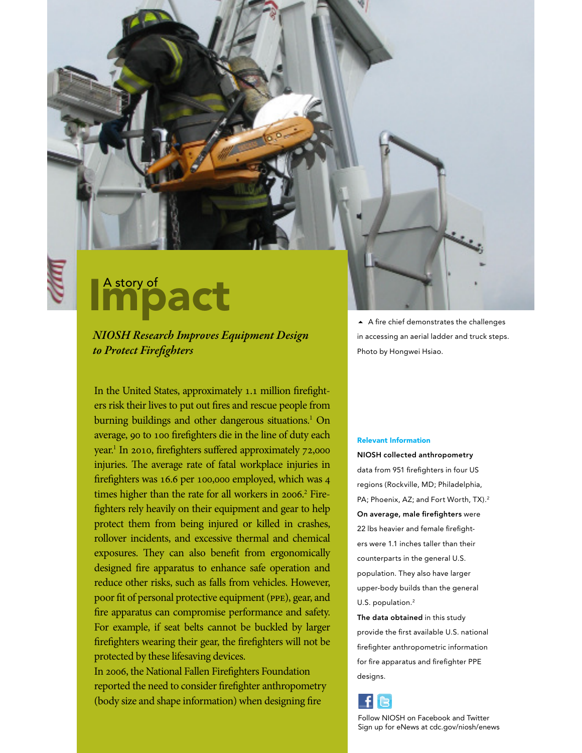# A story of Impact

## *NIOSH Research Improves Equipment Design to Protect Firefighters*

▲ A fire chief demonstrates the challenges in accessing an aerial ladder and truck steps. Photo by Hongwei Hsiao.

In the United States, approximately 1.1 million firefighters risk their lives to put out fires and rescue people from burning buildings and other dangerous situations.[1] On average, 90 to 100 firefighters die in the line of duty each year.[1] In 2010, firefighters suffered approximately 72,000 injuries. The average rate of fatal workplace injuries in firefighters was 16.6 per 100,000 employed, which was 4 times higher than the rate for all workers in 2006.[2] Firefighters rely heavily on their equipment and gear to help protect them from being injured or killed in crashes, rollover incidents, and excessive thermal and chemical exposures. They can also benefit from ergonomically designed fire apparatus to enhance safe operation and reduce other risks, such as falls from vehicles. However, poor fit of personal protective equipment (PPE), gear, and fire apparatus can compromise performance and safety. For example, if seat belts cannot be buckled by larger firefighters wearing their gear, the firefighters will not be protected by these lifesaving devices.

In 2006, the National Fallen Firefighters Foundation reported the need to consider firefighter anthropometry (body size and shape information) when designing fire

**Relevant Information**

**NIOSH collected anthropometry** data from 951 firefighters in four US regions (Rockville, MD; Philadelphia, PA; Phoenix, AZ; and Fort Worth, TX).[2]

**On average, male firefighters** were 22 lbs heavier and female firefighters were 1.1 inches taller than their counterparts in the general U.S. population. They also have larger upper-body builds than the general U.S. population.[2]

**The data obtained** in this study provide the first available U.S. national firefighter anthropometric information for fire apparatus and firefighter PPE designs.

Follow NIOSH on Facebook and Twitter
Sign up for eNews at cdc.gov/niosh/enews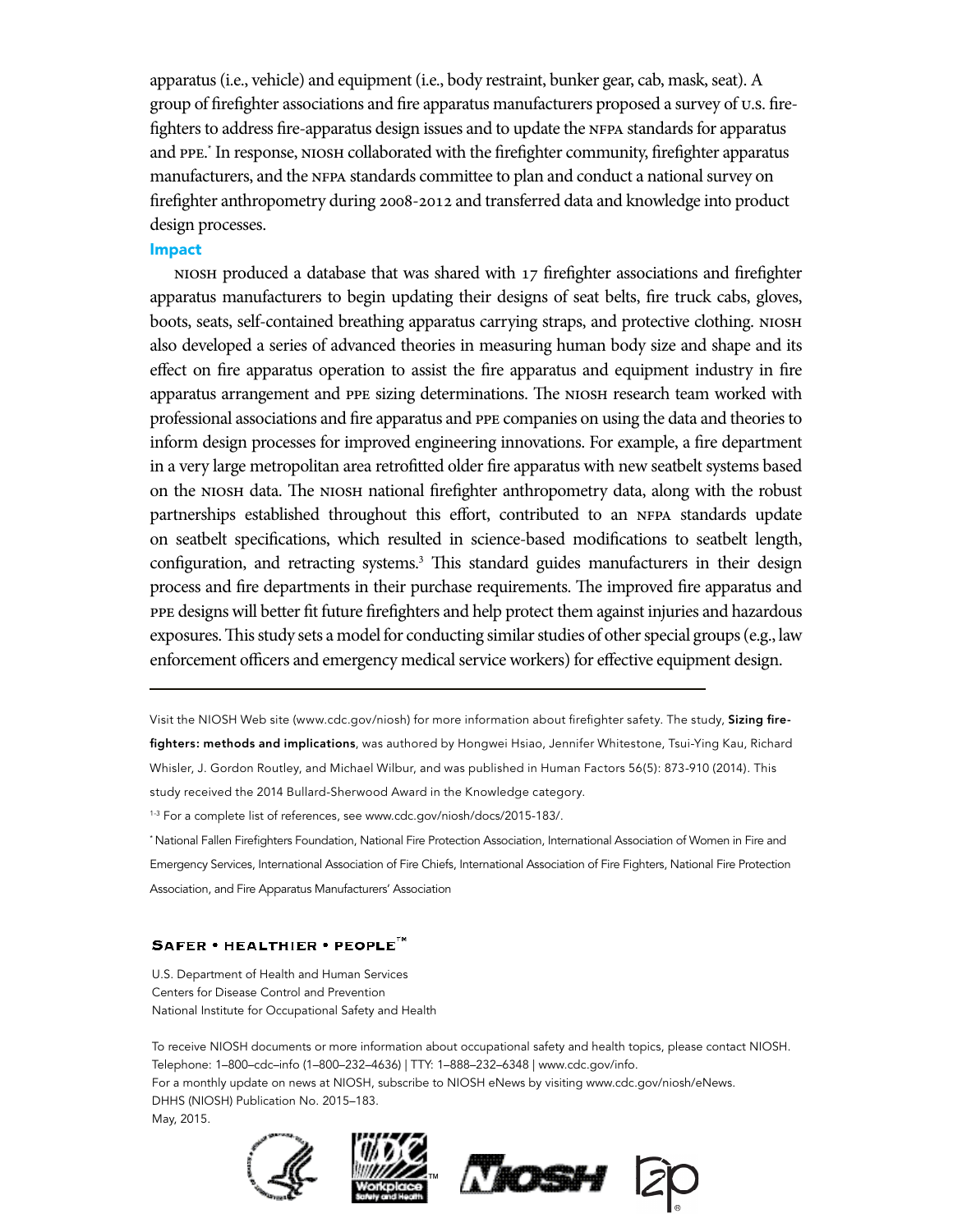apparatus (i.e., vehicle) and equipment (i.e., body restraint, bunker gear, cab, mask, seat). A group of firefighter associations and fire apparatus manufacturers proposed a survey of U.S. firefighters to address fire-apparatus design issues and to update the NFPA standards for apparatus and PPE.* In response, NIOSH collaborated with the firefighter community, firefighter apparatus manufacturers, and the NFPA standards committee to plan and conduct a national survey on firefighter anthropometry during 2008-2012 and transferred data and knowledge into product design processes.

### Impact

NIOSH produced a database that was shared with 17 firefighter associations and firefighter apparatus manufacturers to begin updating their designs of seat belts, fire truck cabs, gloves, boots, seats, self-contained breathing apparatus carrying straps, and protective clothing. NIOSH also developed a series of advanced theories in measuring human body size and shape and its effect on fire apparatus operation to assist the fire apparatus and equipment industry in fire apparatus arrangement and PPE sizing determinations. The NIOSH research team worked with professional associations and fire apparatus and PPE companies on using the data and theories to inform design processes for improved engineering innovations. For example, a fire department in a very large metropolitan area retrofitted older fire apparatus with new seatbelt systems based on the NIOSH data. The NIOSH national firefighter anthropometry data, along with the robust partnerships established throughout this effort, contributed to an NFPA standards update on seatbelt specifications, which resulted in science-based modifications to seatbelt length, configuration, and retracting systems.[3] This standard guides manufacturers in their design process and fire departments in their purchase requirements. The improved fire apparatus and PPE designs will better fit future firefighters and help protect them against injuries and hazardous exposures. This study sets a model for conducting similar studies of other special groups (e.g., law enforcement officers and emergency medical service workers) for effective equipment design.

---

Visit the NIOSH Web site (www.cdc.gov/niosh) for more information about firefighter safety. The study, **Sizing firefighters: methods and implications**, was authored by Hongwei Hsiao, Jennifer Whitestone, Tsui-Ying Kau, Richard Whisler, J. Gordon Routley, and Michael Wilbur, and was published in Human Factors 56(5): 873-910 (2014). This study received the 2014 Bullard-Sherwood Award in the Knowledge category.

[1-3] For a complete list of references, see www.cdc.gov/niosh/docs/2015-183/.

* National Fallen Firefighters Foundation, National Fire Protection Association, International Association of Women in Fire and Emergency Services, International Association of Fire Chiefs, International Association of Fire Fighters, National Fire Protection Association, and Fire Apparatus Manufacturers' Association

**SAFER • HEALTHIER • PEOPLE™**

U.S. Department of Health and Human Services
Centers for Disease Control and Prevention
National Institute for Occupational Safety and Health

To receive NIOSH documents or more information about occupational safety and health topics, please contact NIOSH.
Telephone: 1–800–cdc–info (1–800–232–4636) | TTY: 1–888–232–6348 | www.cdc.gov/info.
For a monthly update on news at NIOSH, subscribe to NIOSH eNews by visiting www.cdc.gov/niosh/eNews.
DHHS (NIOSH) Publication No. 2015–183.
May, 2015.